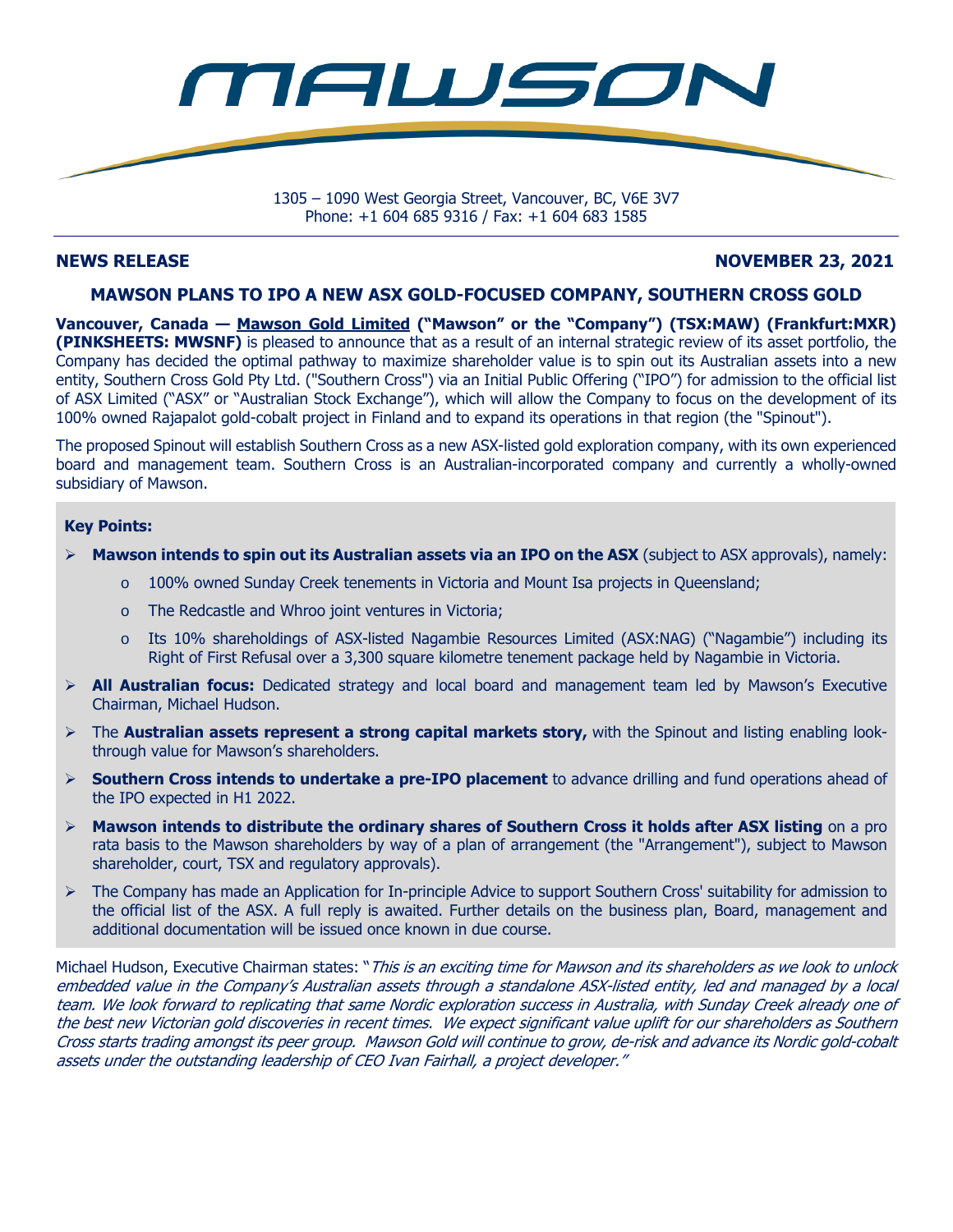# MAWSON

1305 – 1090 West Georgia Street, Vancouver, BC, V6E 3V7
Phone: +1 604 685 9316 / Fax: +1 604 683 1585

**NEWS RELEASE** **NOVEMBER 23, 2021**

## MAWSON PLANS TO IPO A NEW ASX GOLD-FOCUSED COMPANY, SOUTHERN CROSS GOLD

**Vancouver, Canada — Mawson Gold Limited ("Mawson" or the "Company") (TSX:MAW) (Frankfurt:MXR) (PINKSHEETS: MWSNF)** is pleased to announce that as a result of an internal strategic review of its asset portfolio, the Company has decided the optimal pathway to maximize shareholder value is to spin out its Australian assets into a new entity, Southern Cross Gold Pty Ltd. ("Southern Cross") via an Initial Public Offering ("IPO") for admission to the official list of ASX Limited ("ASX" or "Australian Stock Exchange"), which will allow the Company to focus on the development of its 100% owned Rajapalot gold-cobalt project in Finland and to expand its operations in that region (the "Spinout").

The proposed Spinout will establish Southern Cross as a new ASX-listed gold exploration company, with its own experienced board and management team. Southern Cross is an Australian-incorporated company and currently a wholly-owned subsidiary of Mawson.

**Key Points:**

- **Mawson intends to spin out its Australian assets via an IPO on the ASX** (subject to ASX approvals), namely:
  - 100% owned Sunday Creek tenements in Victoria and Mount Isa projects in Queensland;
  - The Redcastle and Whroo joint ventures in Victoria;
  - Its 10% shareholdings of ASX-listed Nagambie Resources Limited (ASX:NAG) ("Nagambie") including its Right of First Refusal over a 3,300 square kilometre tenement package held by Nagambie in Victoria.
- **All Australian focus:** Dedicated strategy and local board and management team led by Mawson's Executive Chairman, Michael Hudson.
- The **Australian assets represent a strong capital markets story,** with the Spinout and listing enabling look-through value for Mawson's shareholders.
- **Southern Cross intends to undertake a pre-IPO placement** to advance drilling and fund operations ahead of the IPO expected in H1 2022.
- **Mawson intends to distribute the ordinary shares of Southern Cross it holds after ASX listing** on a pro rata basis to the Mawson shareholders by way of a plan of arrangement (the "Arrangement"), subject to Mawson shareholder, court, TSX and regulatory approvals).
- The Company has made an Application for In-principle Advice to support Southern Cross' suitability for admission to the official list of the ASX. A full reply is awaited. Further details on the business plan, Board, management and additional documentation will be issued once known in due course.

Michael Hudson, Executive Chairman states: "*This is an exciting time for Mawson and its shareholders as we look to unlock embedded value in the Company's Australian assets through a standalone ASX-listed entity, led and managed by a local team. We look forward to replicating that same Nordic exploration success in Australia, with Sunday Creek already one of the best new Victorian gold discoveries in recent times. We expect significant value uplift for our shareholders as Southern Cross starts trading amongst its peer group. Mawson Gold will continue to grow, de-risk and advance its Nordic gold-cobalt assets under the outstanding leadership of CEO Ivan Fairhall, a project developer.*"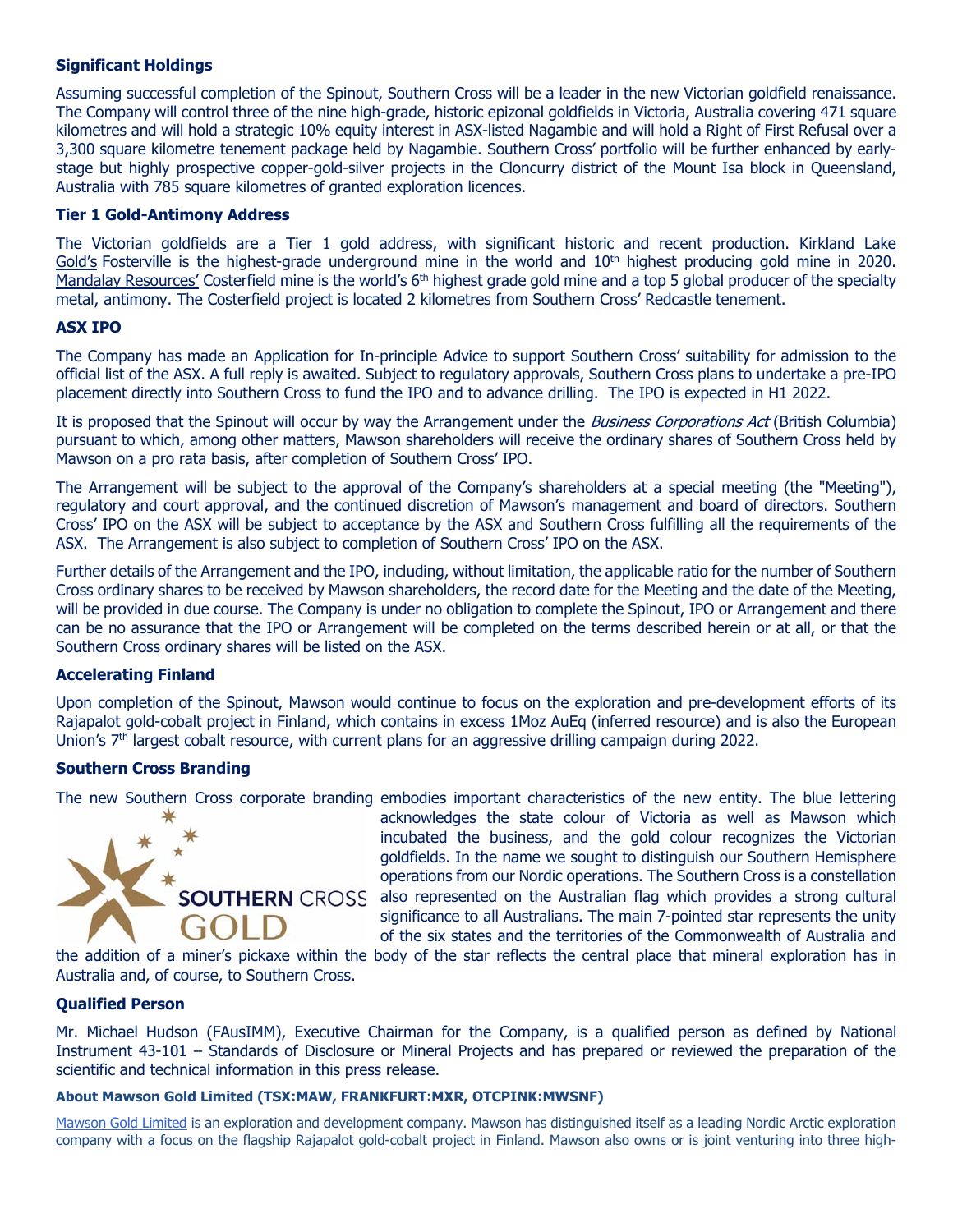**Significant Holdings**

Assuming successful completion of the Spinout, Southern Cross will be a leader in the new Victorian goldfield renaissance. The Company will control three of the nine high-grade, historic epizonal goldfields in Victoria, Australia covering 471 square kilometres and will hold a strategic 10% equity interest in ASX-listed Nagambie and will hold a Right of First Refusal over a 3,300 square kilometre tenement package held by Nagambie. Southern Cross' portfolio will be further enhanced by early-stage but highly prospective copper-gold-silver projects in the Cloncurry district of the Mount Isa block in Queensland, Australia with 785 square kilometres of granted exploration licences.

**Tier 1 Gold-Antimony Address**

The Victorian goldfields are a Tier 1 gold address, with significant historic and recent production. Kirkland Lake Gold's Fosterville is the highest-grade underground mine in the world and 10th highest producing gold mine in 2020. Mandalay Resources' Costerfield mine is the world's 6th highest grade gold mine and a top 5 global producer of the specialty metal, antimony. The Costerfield project is located 2 kilometres from Southern Cross' Redcastle tenement.

**ASX IPO**

The Company has made an Application for In-principle Advice to support Southern Cross' suitability for admission to the official list of the ASX. A full reply is awaited. Subject to regulatory approvals, Southern Cross plans to undertake a pre-IPO placement directly into Southern Cross to fund the IPO and to advance drilling. The IPO is expected in H1 2022.

It is proposed that the Spinout will occur by way the Arrangement under the *Business Corporations Act* (British Columbia) pursuant to which, among other matters, Mawson shareholders will receive the ordinary shares of Southern Cross held by Mawson on a pro rata basis, after completion of Southern Cross' IPO.

The Arrangement will be subject to the approval of the Company's shareholders at a special meeting (the "Meeting"), regulatory and court approval, and the continued discretion of Mawson's management and board of directors. Southern Cross' IPO on the ASX will be subject to acceptance by the ASX and Southern Cross fulfilling all the requirements of the ASX. The Arrangement is also subject to completion of Southern Cross' IPO on the ASX.

Further details of the Arrangement and the IPO, including, without limitation, the applicable ratio for the number of Southern Cross ordinary shares to be received by Mawson shareholders, the record date for the Meeting and the date of the Meeting, will be provided in due course. The Company is under no obligation to complete the Spinout, IPO or Arrangement and there can be no assurance that the IPO or Arrangement will be completed on the terms described herein or at all, or that the Southern Cross ordinary shares will be listed on the ASX.

**Accelerating Finland**

Upon completion of the Spinout, Mawson would continue to focus on the exploration and pre-development efforts of its Rajapalot gold-cobalt project in Finland, which contains in excess 1Moz AuEq (inferred resource) and is also the European Union's 7th largest cobalt resource, with current plans for an aggressive drilling campaign during 2022.

**Southern Cross Branding**

SOUTHERN CROSS GOLD

The new Southern Cross corporate branding embodies important characteristics of the new entity. The blue lettering acknowledges the state colour of Victoria as well as Mawson which incubated the business, and the gold colour recognizes the Victorian goldfields. In the name we sought to distinguish our Southern Hemisphere operations from our Nordic operations. The Southern Cross is a constellation also represented on the Australian flag which provides a strong cultural significance to all Australians. The main 7-pointed star represents the unity of the six states and the territories of the Commonwealth of Australia and the addition of a miner's pickaxe within the body of the star reflects the central place that mineral exploration has in Australia and, of course, to Southern Cross.

**Qualified Person**

Mr. Michael Hudson (FAusIMM), Executive Chairman for the Company, is a qualified person as defined by National Instrument 43-101 – Standards of Disclosure or Mineral Projects and has prepared or reviewed the preparation of the scientific and technical information in this press release.

**About Mawson Gold Limited (TSX:MAW, FRANKFURT:MXR, OTCPINK:MWSNF)**

Mawson Gold Limited is an exploration and development company. Mawson has distinguished itself as a leading Nordic Arctic exploration company with a focus on the flagship Rajapalot gold-cobalt project in Finland. Mawson also owns or is joint venturing into three high-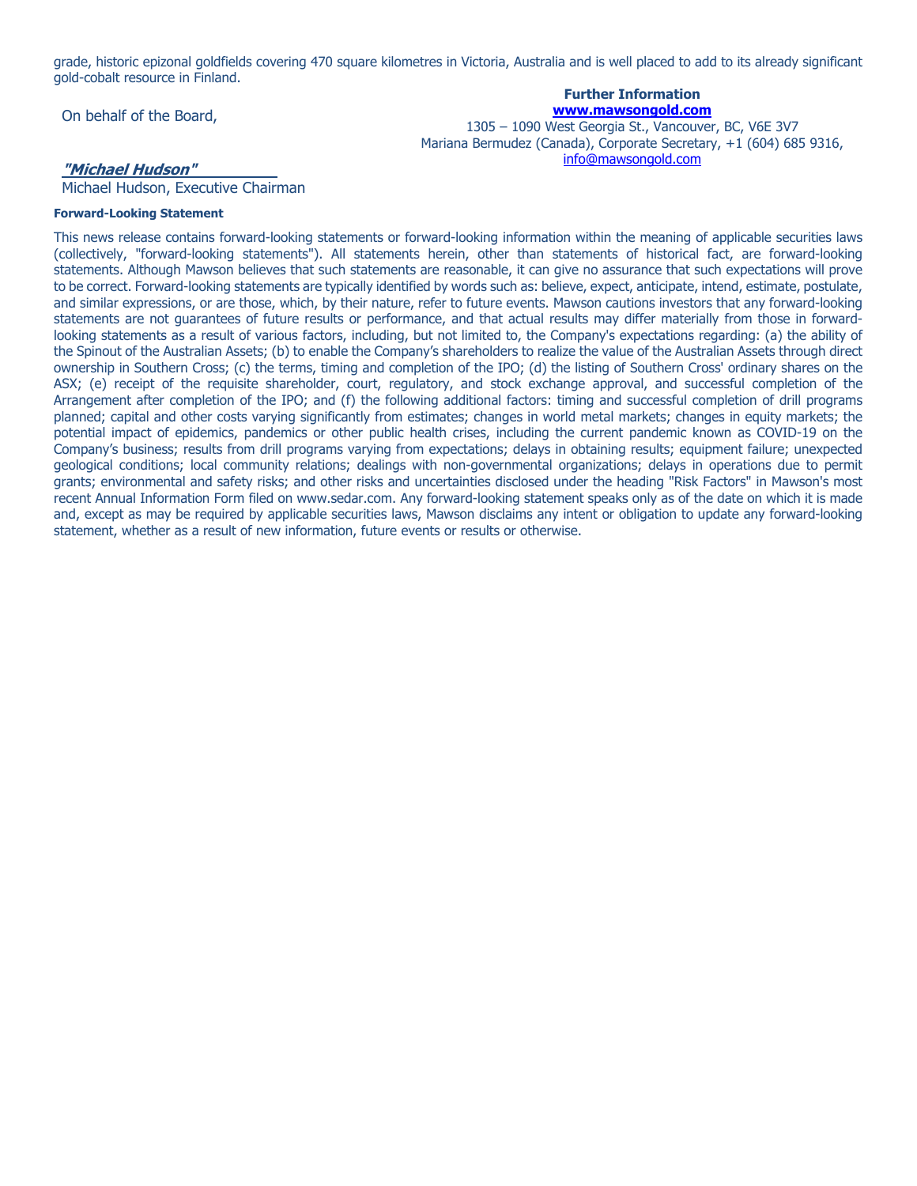grade, historic epizonal goldfields covering 470 square kilometres in Victoria, Australia and is well placed to add to its already significant gold-cobalt resource in Finland.

On behalf of the Board,

***"Michael Hudson"***

Michael Hudson, Executive Chairman

**Further Information**
**www.mawsongold.com**
1305 – 1090 West Georgia St., Vancouver, BC, V6E 3V7
Mariana Bermudez (Canada), Corporate Secretary, +1 (604) 685 9316,
info@mawsongold.com

**Forward-Looking Statement**

This news release contains forward-looking statements or forward-looking information within the meaning of applicable securities laws (collectively, "forward-looking statements"). All statements herein, other than statements of historical fact, are forward-looking statements. Although Mawson believes that such statements are reasonable, it can give no assurance that such expectations will prove to be correct. Forward-looking statements are typically identified by words such as: believe, expect, anticipate, intend, estimate, postulate, and similar expressions, or are those, which, by their nature, refer to future events. Mawson cautions investors that any forward-looking statements are not guarantees of future results or performance, and that actual results may differ materially from those in forward-looking statements as a result of various factors, including, but not limited to, the Company's expectations regarding: (a) the ability of the Spinout of the Australian Assets; (b) to enable the Company's shareholders to realize the value of the Australian Assets through direct ownership in Southern Cross; (c) the terms, timing and completion of the IPO; (d) the listing of Southern Cross' ordinary shares on the ASX; (e) receipt of the requisite shareholder, court, regulatory, and stock exchange approval, and successful completion of the Arrangement after completion of the IPO; and (f) the following additional factors: timing and successful completion of drill programs planned; capital and other costs varying significantly from estimates; changes in world metal markets; changes in equity markets; the potential impact of epidemics, pandemics or other public health crises, including the current pandemic known as COVID-19 on the Company's business; results from drill programs varying from expectations; delays in obtaining results; equipment failure; unexpected geological conditions; local community relations; dealings with non-governmental organizations; delays in operations due to permit grants; environmental and safety risks; and other risks and uncertainties disclosed under the heading "Risk Factors" in Mawson's most recent Annual Information Form filed on www.sedar.com. Any forward-looking statement speaks only as of the date on which it is made and, except as may be required by applicable securities laws, Mawson disclaims any intent or obligation to update any forward-looking statement, whether as a result of new information, future events or results or otherwise.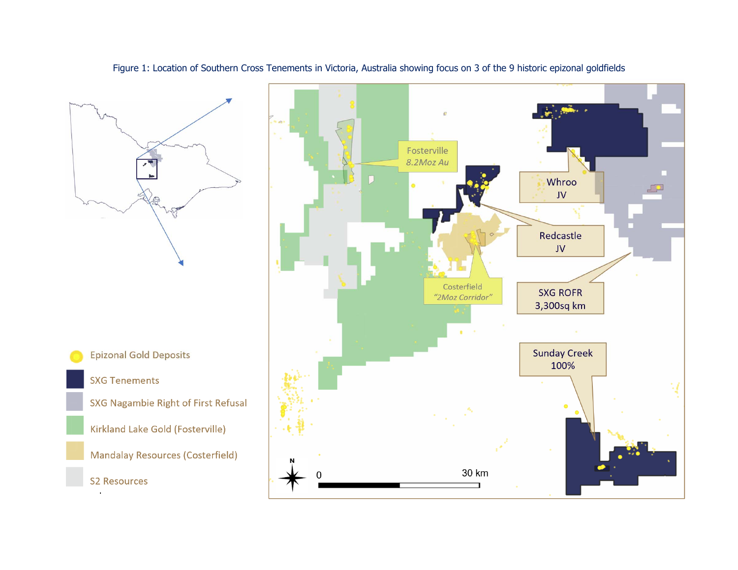Figure 1: Location of Southern Cross Tenements in Victoria, Australia showing focus on 3 of the 9 historic epizonal goldfields

Fosterville
8.2Moz Au

Whroo
JV

Redcastle
JV

Costerfield
"2Moz Corridor"

SXG ROFR
3,300sq km

Sunday Creek
100%

0

30 km

N

Epizonal Gold Deposits

SXG Tenements

SXG Nagambie Right of First Refusal

Kirkland Lake Gold (Fosterville)

Mandalay Resources (Costerfield)

S2 Resources